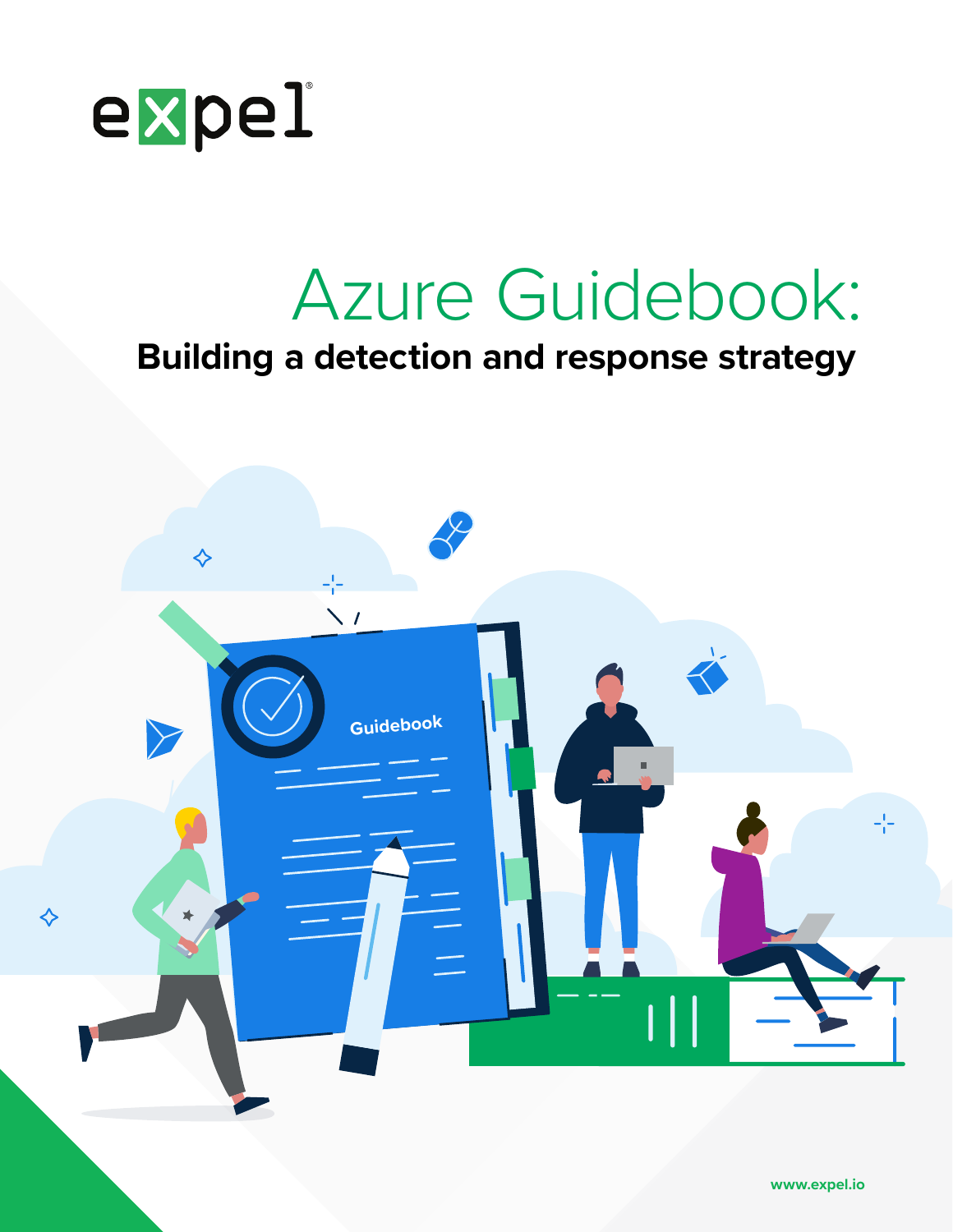expel

# Azure Guidebook:

## Building a detection and response strategy

www.expel.io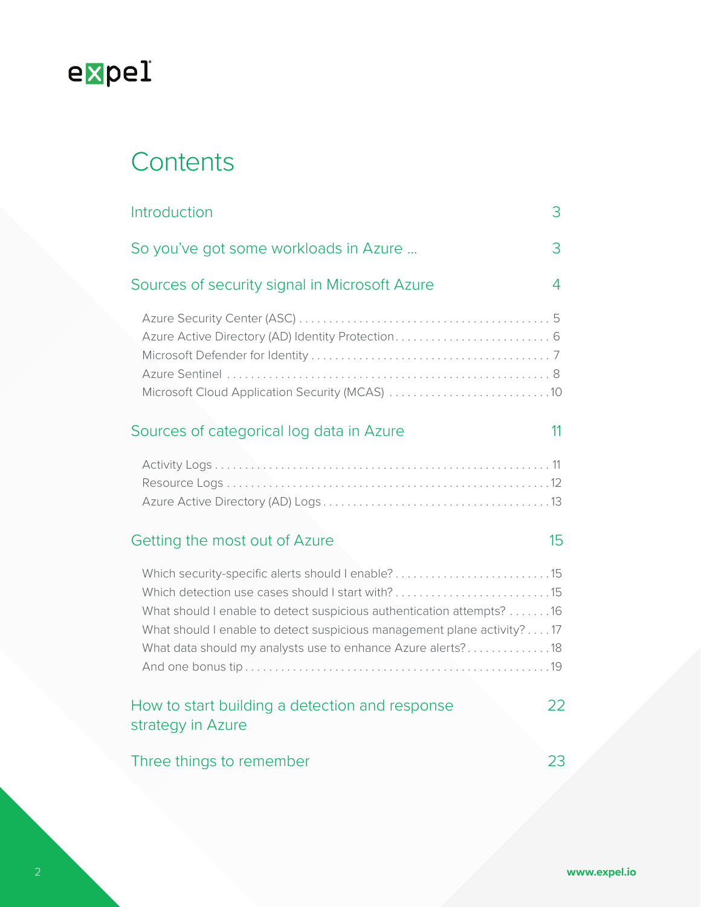# Contents

| | |
|---|---|
| Introduction | 3 |
| So you've got some workloads in Azure ... | 3 |
| Sources of security signal in Microsoft Azure | 4 |
| Azure Security Center (ASC) | 5 |
| Azure Active Directory (AD) Identity Protection | 6 |
| Microsoft Defender for Identity | 7 |
| Azure Sentinel | 8 |
| Microsoft Cloud Application Security (MCAS) | 10 |
| Sources of categorical log data in Azure | 11 |
| Activity Logs | 11 |
| Resource Logs | 12 |
| Azure Active Directory (AD) Logs | 13 |
| Getting the most out of Azure | 15 |
| Which security-specific alerts should I enable? | 15 |
| Which detection use cases should I start with? | 15 |
| What should I enable to detect suspicious authentication attempts? | 16 |
| What should I enable to detect suspicious management plane activity? | 17 |
| What data should my analysts use to enhance Azure alerts? | 18 |
| And one bonus tip | 19 |
| How to start building a detection and response strategy in Azure | 22 |
| Three things to remember | 23 |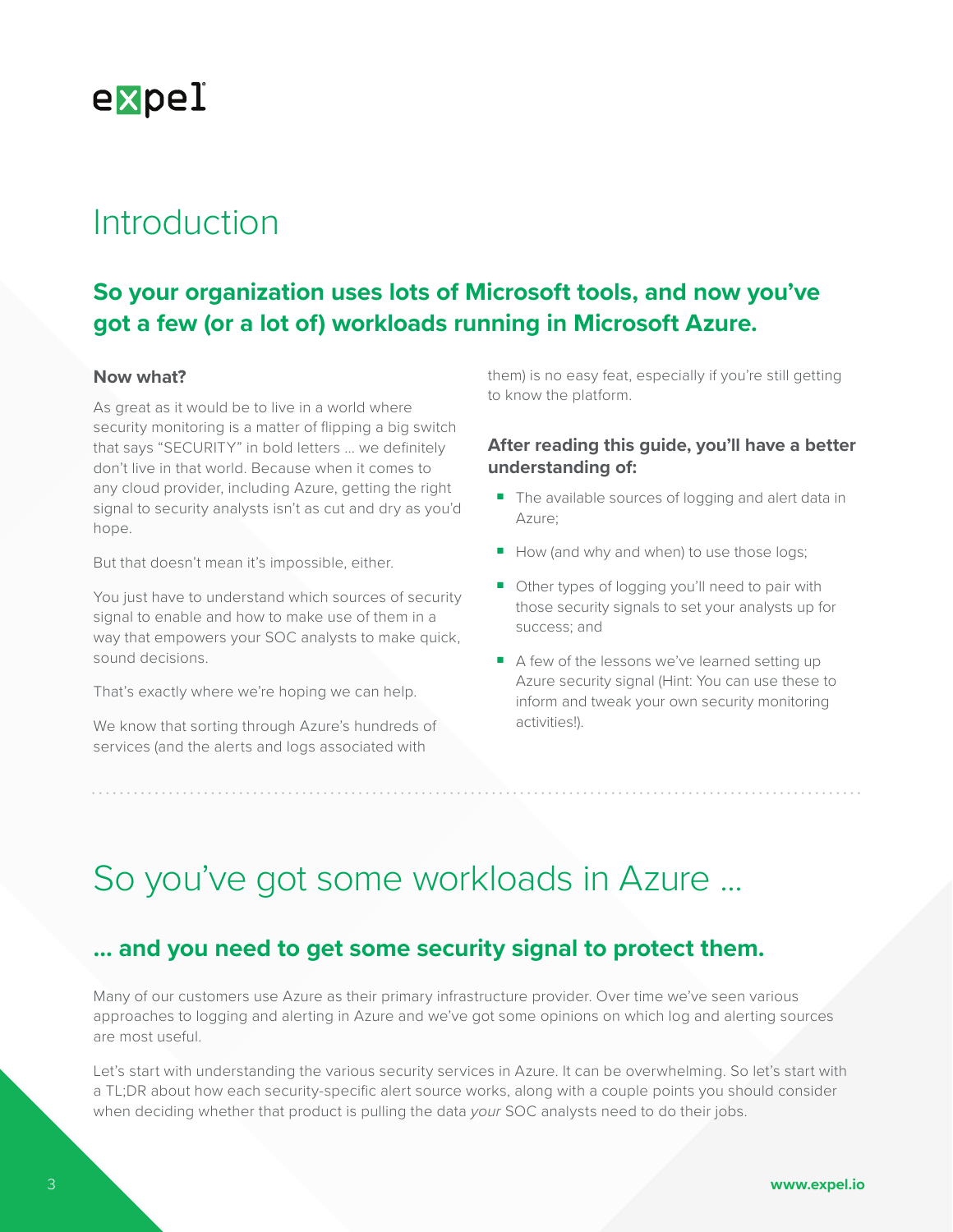# Introduction

## So your organization uses lots of Microsoft tools, and now you've got a few (or a lot of) workloads running in Microsoft Azure.

### Now what?

As great as it would be to live in a world where security monitoring is a matter of flipping a big switch that says "SECURITY" in bold letters … we definitely don't live in that world. Because when it comes to any cloud provider, including Azure, getting the right signal to security analysts isn't as cut and dry as you'd hope.

But that doesn't mean it's impossible, either.

You just have to understand which sources of security signal to enable and how to make use of them in a way that empowers your SOC analysts to make quick, sound decisions.

That's exactly where we're hoping we can help.

We know that sorting through Azure's hundreds of services (and the alerts and logs associated with them) is no easy feat, especially if you're still getting to know the platform.

### After reading this guide, you'll have a better understanding of:

- The available sources of logging and alert data in Azure;
- How (and why and when) to use those logs;
- Other types of logging you'll need to pair with those security signals to set your analysts up for success; and
- A few of the lessons we've learned setting up Azure security signal (Hint: You can use these to inform and tweak your own security monitoring activities!).

# So you've got some workloads in Azure …

## … and you need to get some security signal to protect them.

Many of our customers use Azure as their primary infrastructure provider. Over time we've seen various approaches to logging and alerting in Azure and we've got some opinions on which log and alerting sources are most useful.

Let's start with understanding the various security services in Azure. It can be overwhelming. So let's start with a TL;DR about how each security-specific alert source works, along with a couple points you should consider when deciding whether that product is pulling the data *your* SOC analysts need to do their jobs.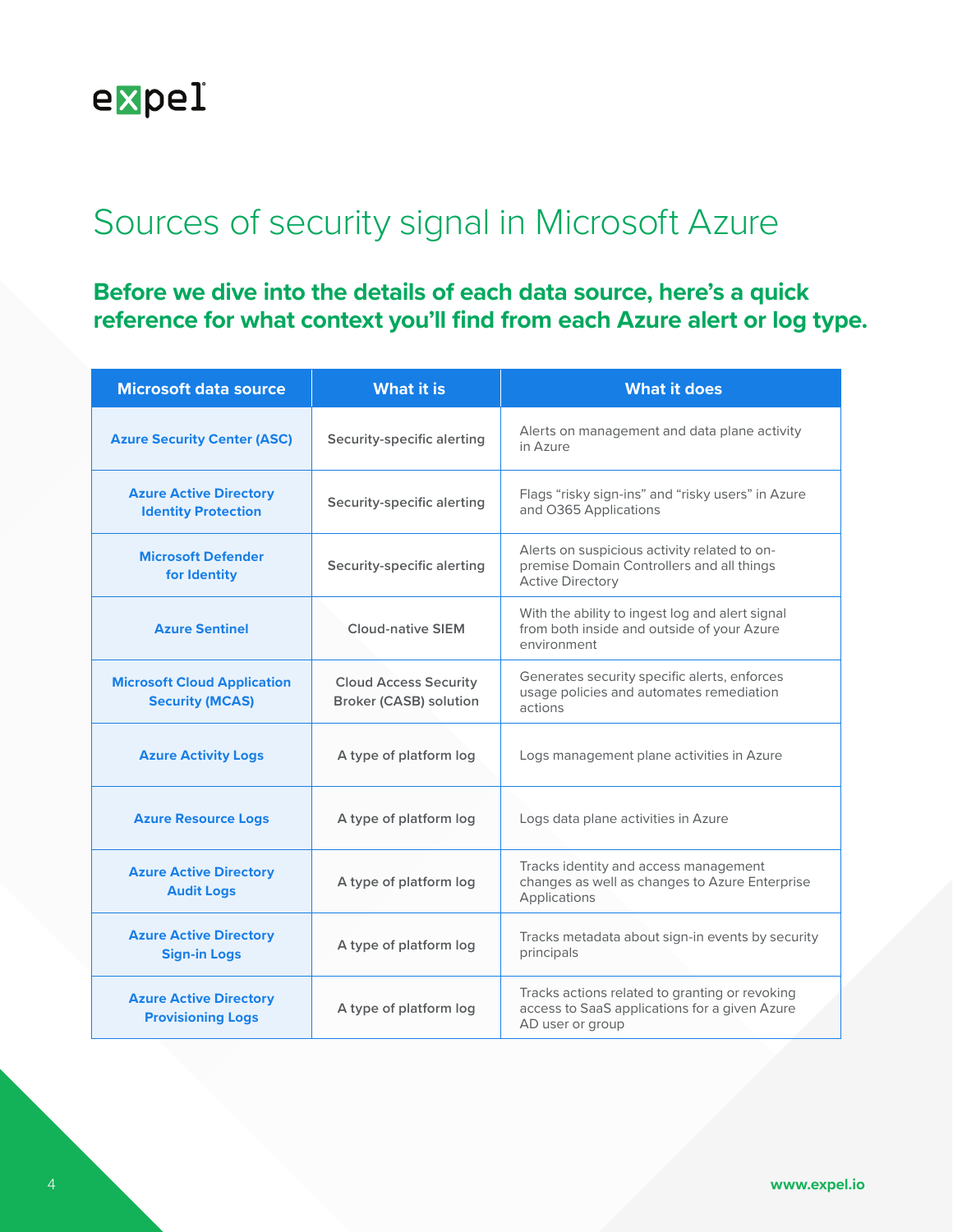# Sources of security signal in Microsoft Azure

**Before we dive into the details of each data source, here's a quick reference for what context you'll find from each Azure alert or log type.**

| Microsoft data source | What it is | What it does |
|---|---|---|
| **Azure Security Center (ASC)** | Security-specific alerting | Alerts on management and data plane activity in Azure |
| **Azure Active Directory Identity Protection** | Security-specific alerting | Flags "risky sign-ins" and "risky users" in Azure and O365 Applications |
| **Microsoft Defender for Identity** | Security-specific alerting | Alerts on suspicious activity related to on-premise Domain Controllers and all things Active Directory |
| **Azure Sentinel** | Cloud-native SIEM | With the ability to ingest log and alert signal from both inside and outside of your Azure environment |
| **Microsoft Cloud Application Security (MCAS)** | Cloud Access Security Broker (CASB) solution | Generates security specific alerts, enforces usage policies and automates remediation actions |
| **Azure Activity Logs** | A type of platform log | Logs management plane activities in Azure |
| **Azure Resource Logs** | A type of platform log | Logs data plane activities in Azure |
| **Azure Active Directory Audit Logs** | A type of platform log | Tracks identity and access management changes as well as changes to Azure Enterprise Applications |
| **Azure Active Directory Sign-in Logs** | A type of platform log | Tracks metadata about sign-in events by security principals |
| **Azure Active Directory Provisioning Logs** | A type of platform log | Tracks actions related to granting or revoking access to SaaS applications for a given Azure AD user or group |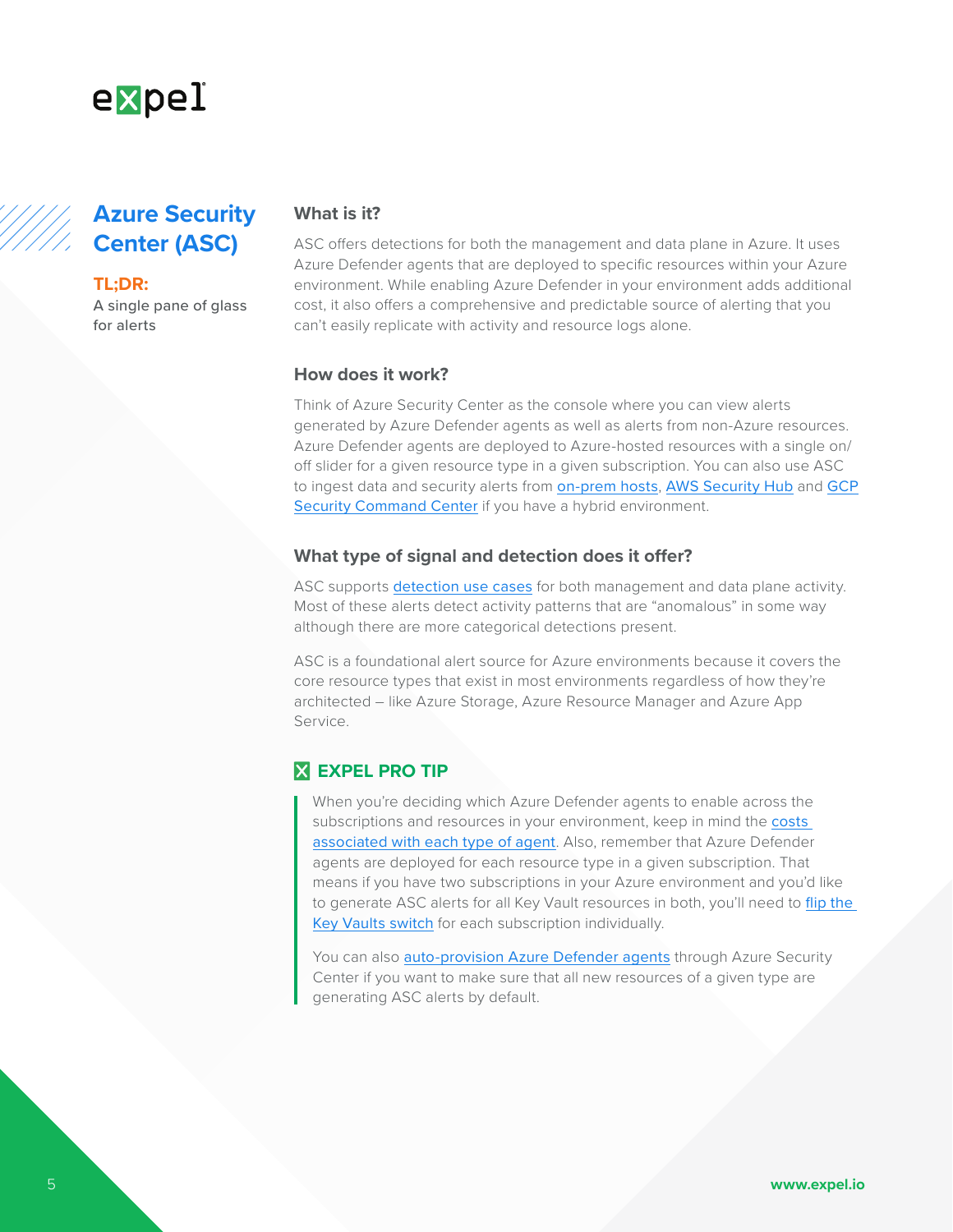## Azure Security Center (ASC)

**TL;DR:**

A single pane of glass for alerts

### What is it?

ASC offers detections for both the management and data plane in Azure. It uses Azure Defender agents that are deployed to specific resources within your Azure environment. While enabling Azure Defender in your environment adds additional cost, it also offers a comprehensive and predictable source of alerting that you can't easily replicate with activity and resource logs alone.

### How does it work?

Think of Azure Security Center as the console where you can view alerts generated by Azure Defender agents as well as alerts from non-Azure resources. Azure Defender agents are deployed to Azure-hosted resources with a single on/off slider for a given resource type in a given subscription. You can also use ASC to ingest data and security alerts from on-prem hosts, AWS Security Hub and GCP Security Command Center if you have a hybrid environment.

### What type of signal and detection does it offer?

ASC supports detection use cases for both management and data plane activity. Most of these alerts detect activity patterns that are "anomalous" in some way although there are more categorical detections present.

ASC is a foundational alert source for Azure environments because it covers the core resource types that exist in most environments regardless of how they're architected – like Azure Storage, Azure Resource Manager and Azure App Service.

### EXPEL PRO TIP

When you're deciding which Azure Defender agents to enable across the subscriptions and resources in your environment, keep in mind the costs associated with each type of agent. Also, remember that Azure Defender agents are deployed for each resource type in a given subscription. That means if you have two subscriptions in your Azure environment and you'd like to generate ASC alerts for all Key Vault resources in both, you'll need to flip the Key Vaults switch for each subscription individually.

You can also auto-provision Azure Defender agents through Azure Security Center if you want to make sure that all new resources of a given type are generating ASC alerts by default.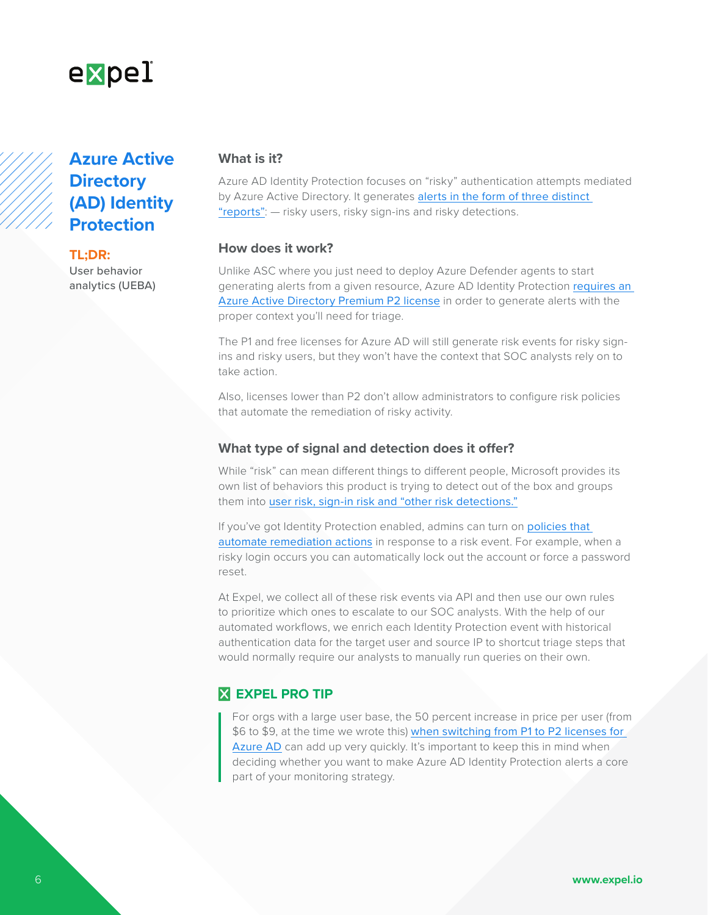## Azure Active Directory (AD) Identity Protection

**TL;DR:**
User behavior analytics (UEBA)

### What is it?

Azure AD Identity Protection focuses on "risky" authentication attempts mediated by Azure Active Directory. It generates alerts in the form of three distinct "reports": — risky users, risky sign-ins and risky detections.

### How does it work?

Unlike ASC where you just need to deploy Azure Defender agents to start generating alerts from a given resource, Azure AD Identity Protection requires an Azure Active Directory Premium P2 license in order to generate alerts with the proper context you'll need for triage.

The P1 and free licenses for Azure AD will still generate risk events for risky sign-ins and risky users, but they won't have the context that SOC analysts rely on to take action.

Also, licenses lower than P2 don't allow administrators to configure risk policies that automate the remediation of risky activity.

### What type of signal and detection does it offer?

While "risk" can mean different things to different people, Microsoft provides its own list of behaviors this product is trying to detect out of the box and groups them into user risk, sign-in risk and "other risk detections."

If you've got Identity Protection enabled, admins can turn on policies that automate remediation actions in response to a risk event. For example, when a risky login occurs you can automatically lock out the account or force a password reset.

At Expel, we collect all of these risk events via API and then use our own rules to prioritize which ones to escalate to our SOC analysts. With the help of our automated workflows, we enrich each Identity Protection event with historical authentication data for the target user and source IP to shortcut triage steps that would normally require our analysts to manually run queries on their own.

### EXPEL PRO TIP

> For orgs with a large user base, the 50 percent increase in price per user (from $6 to $9, at the time we wrote this) when switching from P1 to P2 licenses for Azure AD can add up very quickly. It's important to keep this in mind when deciding whether you want to make Azure AD Identity Protection alerts a core part of your monitoring strategy.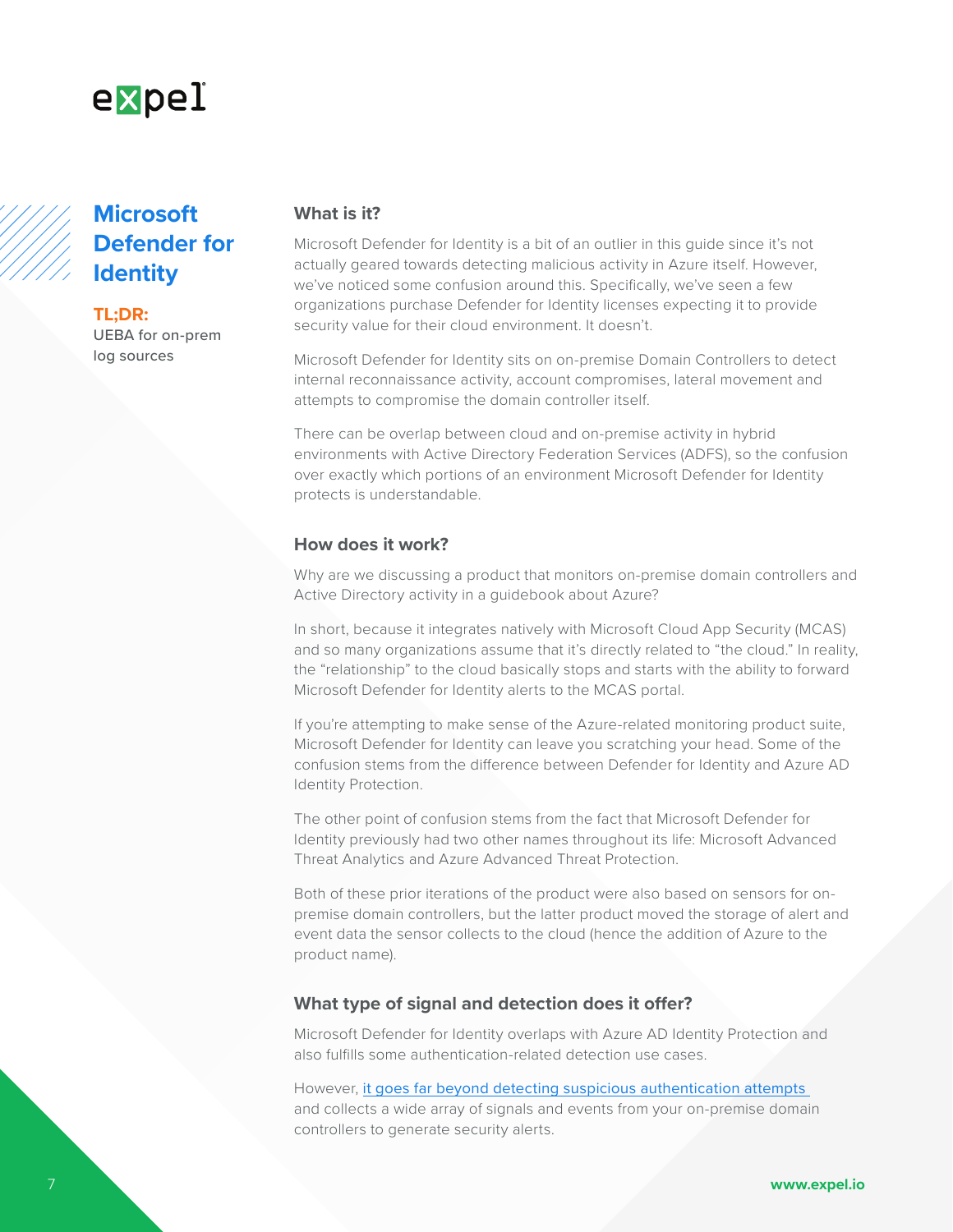# Microsoft Defender for Identity

**TL;DR:**
UEBA for on-prem log sources

## What is it?

Microsoft Defender for Identity is a bit of an outlier in this guide since it's not actually geared towards detecting malicious activity in Azure itself. However, we've noticed some confusion around this. Specifically, we've seen a few organizations purchase Defender for Identity licenses expecting it to provide security value for their cloud environment. It doesn't.

Microsoft Defender for Identity sits on on-premise Domain Controllers to detect internal reconnaissance activity, account compromises, lateral movement and attempts to compromise the domain controller itself.

There can be overlap between cloud and on-premise activity in hybrid environments with Active Directory Federation Services (ADFS), so the confusion over exactly which portions of an environment Microsoft Defender for Identity protects is understandable.

## How does it work?

Why are we discussing a product that monitors on-premise domain controllers and Active Directory activity in a guidebook about Azure?

In short, because it integrates natively with Microsoft Cloud App Security (MCAS) and so many organizations assume that it's directly related to "the cloud." In reality, the "relationship" to the cloud basically stops and starts with the ability to forward Microsoft Defender for Identity alerts to the MCAS portal.

If you're attempting to make sense of the Azure-related monitoring product suite, Microsoft Defender for Identity can leave you scratching your head. Some of the confusion stems from the difference between Defender for Identity and Azure AD Identity Protection.

The other point of confusion stems from the fact that Microsoft Defender for Identity previously had two other names throughout its life: Microsoft Advanced Threat Analytics and Azure Advanced Threat Protection.

Both of these prior iterations of the product were also based on sensors for on-premise domain controllers, but the latter product moved the storage of alert and event data the sensor collects to the cloud (hence the addition of Azure to the product name).

## What type of signal and detection does it offer?

Microsoft Defender for Identity overlaps with Azure AD Identity Protection and also fulfills some authentication-related detection use cases.

However, it goes far beyond detecting suspicious authentication attempts and collects a wide array of signals and events from your on-premise domain controllers to generate security alerts.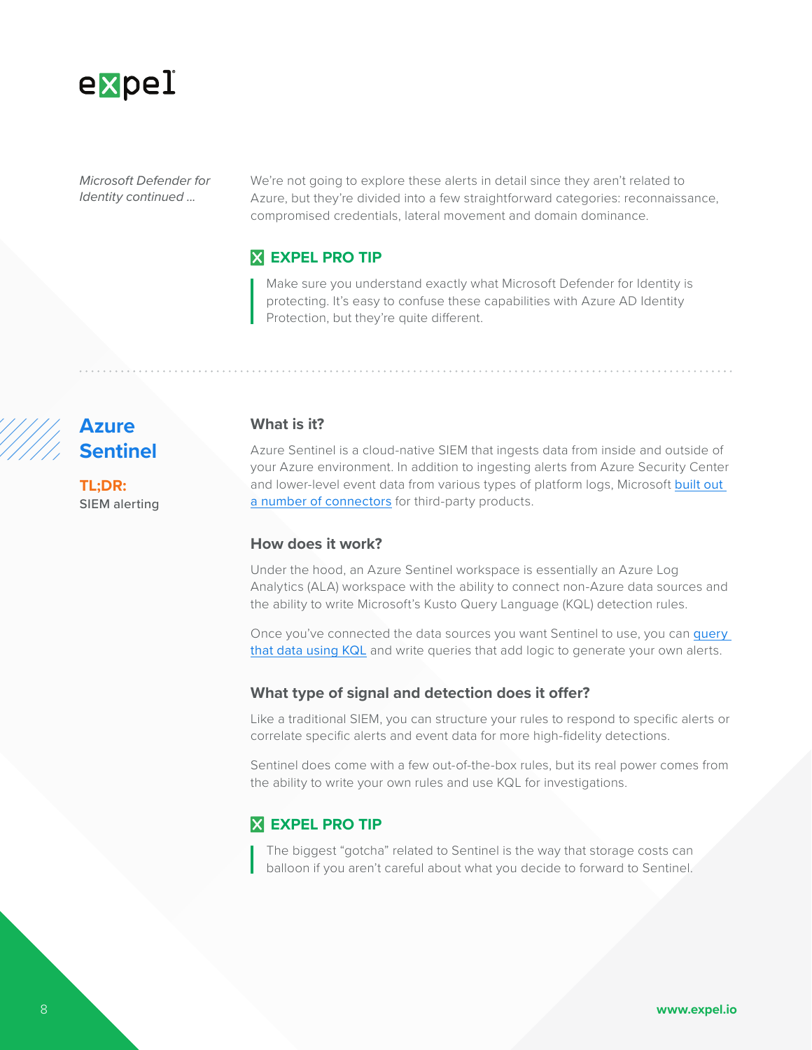*Microsoft Defender for Identity continued ...*

We're not going to explore these alerts in detail since they aren't related to Azure, but they're divided into a few straightforward categories: reconnaissance, compromised credentials, lateral movement and domain dominance.

**EXPEL PRO TIP**

> Make sure you understand exactly what Microsoft Defender for Identity is protecting. It's easy to confuse these capabilities with Azure AD Identity Protection, but they're quite different.

## Azure Sentinel

**TL;DR:** SIEM alerting

### What is it?

Azure Sentinel is a cloud-native SIEM that ingests data from inside and outside of your Azure environment. In addition to ingesting alerts from Azure Security Center and lower-level event data from various types of platform logs, Microsoft built out a number of connectors for third-party products.

### How does it work?

Under the hood, an Azure Sentinel workspace is essentially an Azure Log Analytics (ALA) workspace with the ability to connect non-Azure data sources and the ability to write Microsoft's Kusto Query Language (KQL) detection rules.

Once you've connected the data sources you want Sentinel to use, you can query that data using KQL and write queries that add logic to generate your own alerts.

### What type of signal and detection does it offer?

Like a traditional SIEM, you can structure your rules to respond to specific alerts or correlate specific alerts and event data for more high-fidelity detections.

Sentinel does come with a few out-of-the-box rules, but its real power comes from the ability to write your own rules and use KQL for investigations.

**EXPEL PRO TIP**

> The biggest "gotcha" related to Sentinel is the way that storage costs can balloon if you aren't careful about what you decide to forward to Sentinel.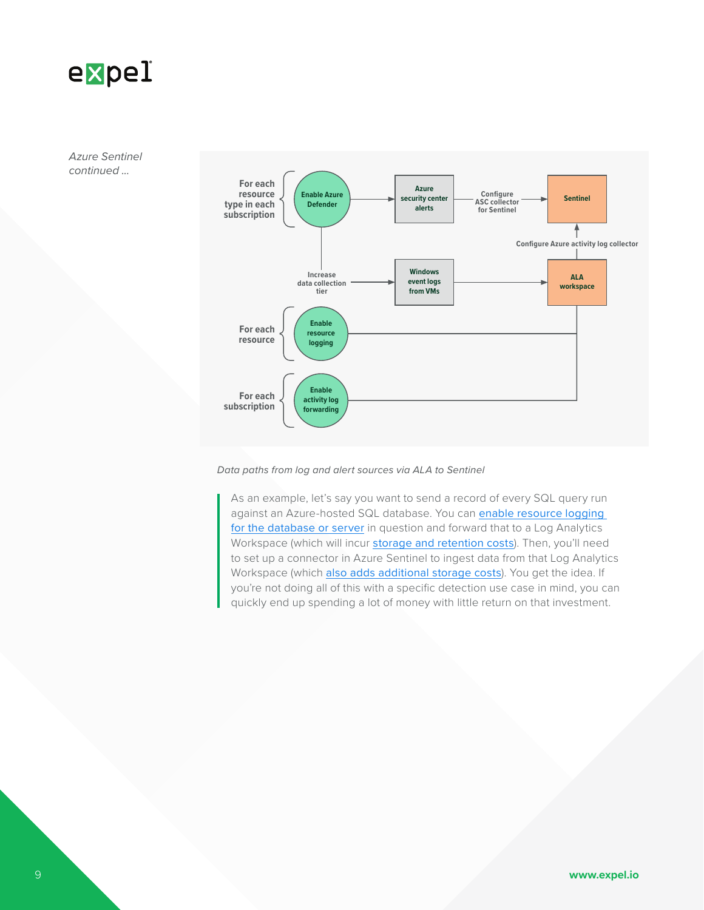*Azure Sentinel continued ...*

For each resource type in each subscription — Enable Azure Defender → Azure security center alerts → Configure ASC collector for Sentinel → Sentinel

Enable Azure Defender — Increase data collection tier → Windows event logs from VMs → ALA workspace

ALA workspace → Configure Azure activity log collector → Sentinel

For each resource — Enable resource logging → ALA workspace

For each subscription — Enable activity log forwarding → ALA workspace

*Data paths from log and alert sources via ALA to Sentinel*

> As an example, let's say you want to send a record of every SQL query run against an Azure-hosted SQL database. You can enable resource logging for the database or server in question and forward that to a Log Analytics Workspace (which will incur storage and retention costs). Then, you'll need to set up a connector in Azure Sentinel to ingest data from that Log Analytics Workspace (which also adds additional storage costs). You get the idea. If you're not doing all of this with a specific detection use case in mind, you can quickly end up spending a lot of money with little return on that investment.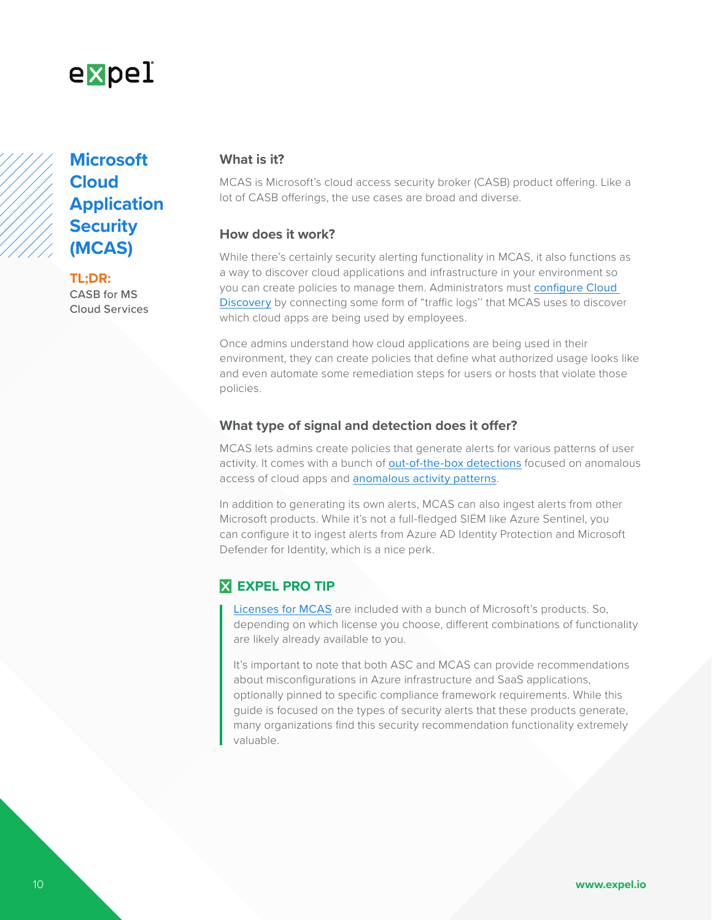# Microsoft Cloud Application Security (MCAS)

**TL;DR:**
CASB for MS Cloud Services

### What is it?

MCAS is Microsoft's cloud access security broker (CASB) product offering. Like a lot of CASB offerings, the use cases are broad and diverse.

### How does it work?

While there's certainly security alerting functionality in MCAS, it also functions as a way to discover cloud applications and infrastructure in your environment so you can create policies to manage them. Administrators must configure Cloud Discovery by connecting some form of "traffic logs" that MCAS uses to discover which cloud apps are being used by employees.

Once admins understand how cloud applications are being used in their environment, they can create policies that define what authorized usage looks like and even automate some remediation steps for users or hosts that violate those policies.

### What type of signal and detection does it offer?

MCAS lets admins create policies that generate alerts for various patterns of user activity. It comes with a bunch of out-of-the-box detections focused on anomalous access of cloud apps and anomalous activity patterns.

In addition to generating its own alerts, MCAS can also ingest alerts from other Microsoft products. While it's not a full-fledged SIEM like Azure Sentinel, you can configure it to ingest alerts from Azure AD Identity Protection and Microsoft Defender for Identity, which is a nice perk.

### EXPEL PRO TIP

> Licenses for MCAS are included with a bunch of Microsoft's products. So, depending on which license you choose, different combinations of functionality are likely already available to you.
>
> It's important to note that both ASC and MCAS can provide recommendations about misconfigurations in Azure infrastructure and SaaS applications, optionally pinned to specific compliance framework requirements. While this guide is focused on the types of security alerts that these products generate, many organizations find this security recommendation functionality extremely valuable.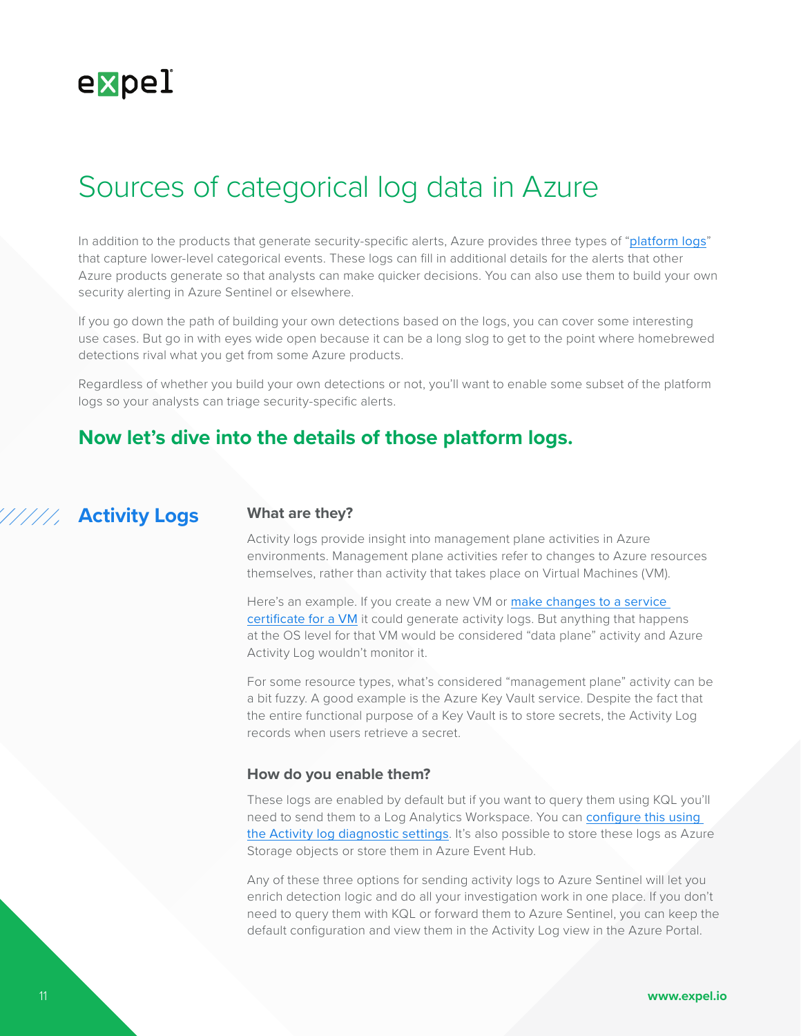# Sources of categorical log data in Azure

In addition to the products that generate security-specific alerts, Azure provides three types of "platform logs" that capture lower-level categorical events. These logs can fill in additional details for the alerts that other Azure products generate so that analysts can make quicker decisions. You can also use them to build your own security alerting in Azure Sentinel or elsewhere.

If you go down the path of building your own detections based on the logs, you can cover some interesting use cases. But go in with eyes wide open because it can be a long slog to get to the point where homebrewed detections rival what you get from some Azure products.

Regardless of whether you build your own detections or not, you'll want to enable some subset of the platform logs so your analysts can triage security-specific alerts.

## Now let's dive into the details of those platform logs.

## Activity Logs

### What are they?

Activity logs provide insight into management plane activities in Azure environments. Management plane activities refer to changes to Azure resources themselves, rather than activity that takes place on Virtual Machines (VM).

Here's an example. If you create a new VM or make changes to a service certificate for a VM it could generate activity logs. But anything that happens at the OS level for that VM would be considered "data plane" activity and Azure Activity Log wouldn't monitor it.

For some resource types, what's considered "management plane" activity can be a bit fuzzy. A good example is the Azure Key Vault service. Despite the fact that the entire functional purpose of a Key Vault is to store secrets, the Activity Log records when users retrieve a secret.

### How do you enable them?

These logs are enabled by default but if you want to query them using KQL you'll need to send them to a Log Analytics Workspace. You can configure this using the Activity log diagnostic settings. It's also possible to store these logs as Azure Storage objects or store them in Azure Event Hub.

Any of these three options for sending activity logs to Azure Sentinel will let you enrich detection logic and do all your investigation work in one place. If you don't need to query them with KQL or forward them to Azure Sentinel, you can keep the default configuration and view them in the Activity Log view in the Azure Portal.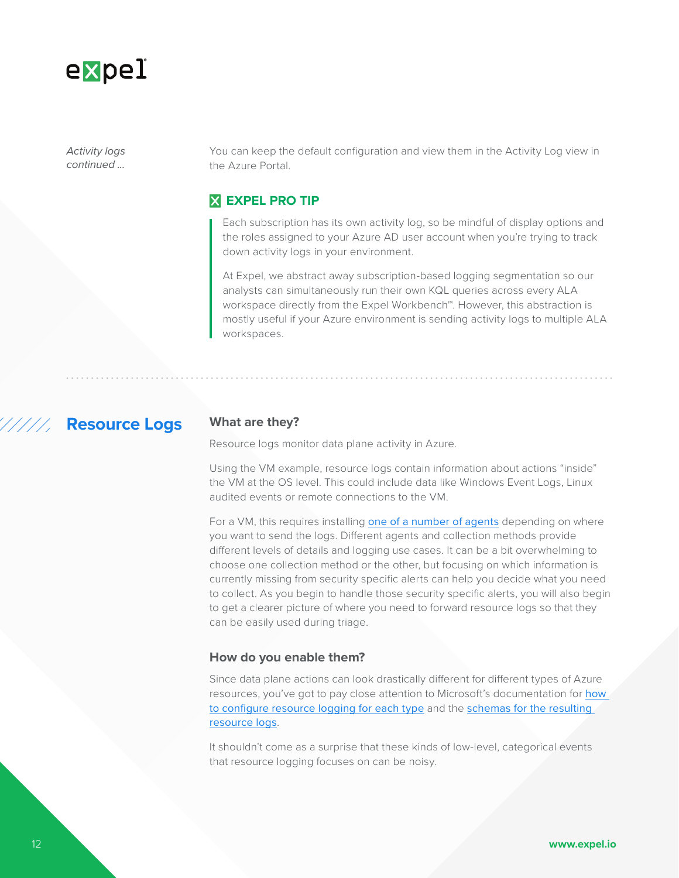*Activity logs continued ...*

You can keep the default configuration and view them in the Activity Log view in the Azure Portal.

### EXPEL PRO TIP

> Each subscription has its own activity log, so be mindful of display options and the roles assigned to your Azure AD user account when you're trying to track down activity logs in your environment.
>
> At Expel, we abstract away subscription-based logging segmentation so our analysts can simultaneously run their own KQL queries across every ALA workspace directly from the Expel Workbench™. However, this abstraction is mostly useful if your Azure environment is sending activity logs to multiple ALA workspaces.

---

## Resource Logs

### What are they?

Resource logs monitor data plane activity in Azure.

Using the VM example, resource logs contain information about actions "inside" the VM at the OS level. This could include data like Windows Event Logs, Linux audited events or remote connections to the VM.

For a VM, this requires installing one of a number of agents depending on where you want to send the logs. Different agents and collection methods provide different levels of details and logging use cases. It can be a bit overwhelming to choose one collection method or the other, but focusing on which information is currently missing from security specific alerts can help you decide what you need to collect. As you begin to handle those security specific alerts, you will also begin to get a clearer picture of where you need to forward resource logs so that they can be easily used during triage.

### How do you enable them?

Since data plane actions can look drastically different for different types of Azure resources, you've got to pay close attention to Microsoft's documentation for how to configure resource logging for each type and the schemas for the resulting resource logs.

It shouldn't come as a surprise that these kinds of low-level, categorical events that resource logging focuses on can be noisy.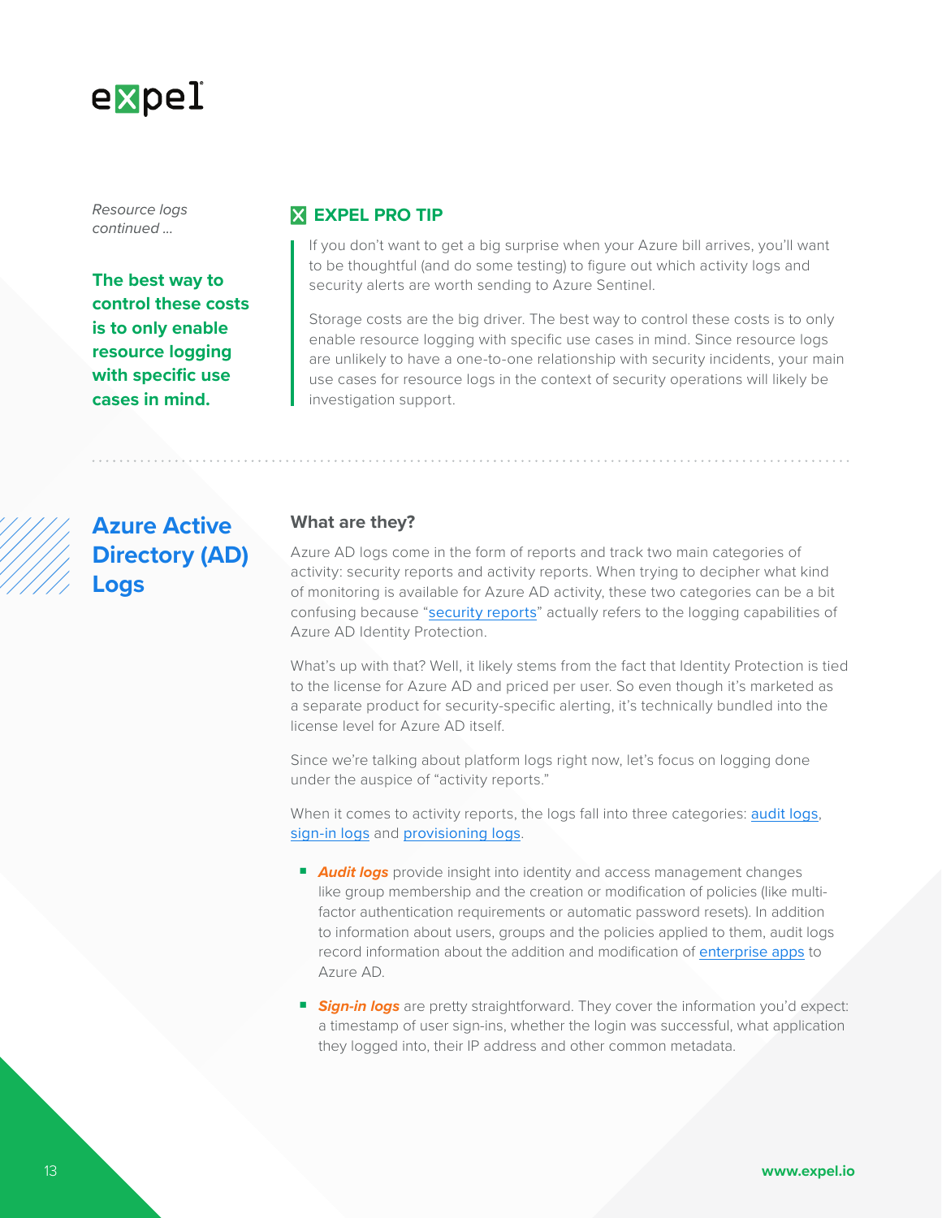*Resource logs continued ...*

**The best way to control these costs is to only enable resource logging with specific use cases in mind.**

**EXPEL PRO TIP**

If you don't want to get a big surprise when your Azure bill arrives, you'll want to be thoughtful (and do some testing) to figure out which activity logs and security alerts are worth sending to Azure Sentinel.

Storage costs are the big driver. The best way to control these costs is to only enable resource logging with specific use cases in mind. Since resource logs are unlikely to have a one-to-one relationship with security incidents, your main use cases for resource logs in the context of security operations will likely be investigation support.

## Azure Active Directory (AD) Logs

### What are they?

Azure AD logs come in the form of reports and track two main categories of activity: security reports and activity reports. When trying to decipher what kind of monitoring is available for Azure AD activity, these two categories can be a bit confusing because "security reports" actually refers to the logging capabilities of Azure AD Identity Protection.

What's up with that? Well, it likely stems from the fact that Identity Protection is tied to the license for Azure AD and priced per user. So even though it's marketed as a separate product for security-specific alerting, it's technically bundled into the license level for Azure AD itself.

Since we're talking about platform logs right now, let's focus on logging done under the auspice of "activity reports."

When it comes to activity reports, the logs fall into three categories: audit logs, sign-in logs and provisioning logs.

- ***Audit logs*** provide insight into identity and access management changes like group membership and the creation or modification of policies (like multi-factor authentication requirements or automatic password resets). In addition to information about users, groups and the policies applied to them, audit logs record information about the addition and modification of enterprise apps to Azure AD.
- ***Sign-in logs*** are pretty straightforward. They cover the information you'd expect: a timestamp of user sign-ins, whether the login was successful, what application they logged into, their IP address and other common metadata.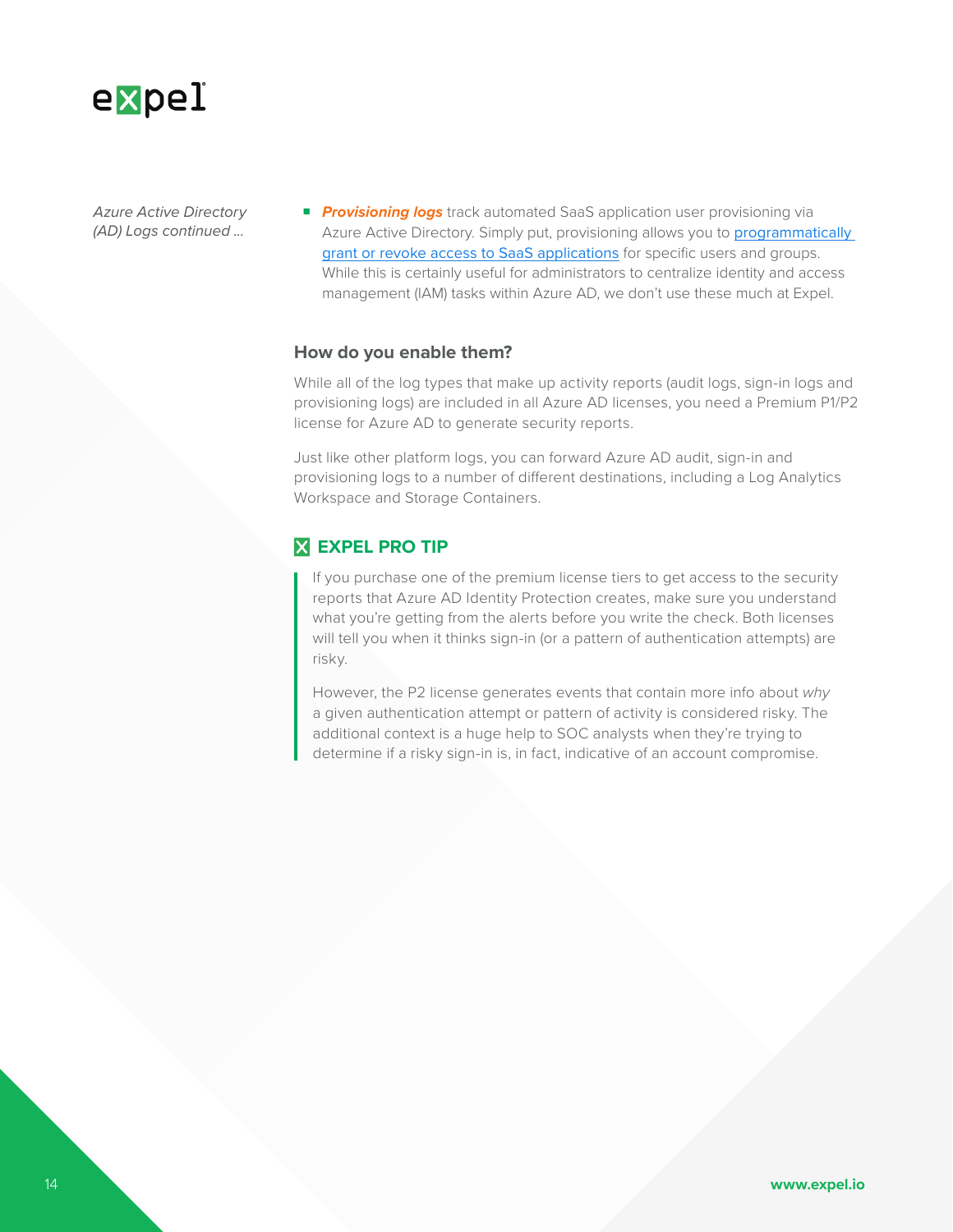*Azure Active Directory (AD) Logs continued ...*

- ***Provisioning logs*** track automated SaaS application user provisioning via Azure Active Directory. Simply put, provisioning allows you to programmatically grant or revoke access to SaaS applications for specific users and groups. While this is certainly useful for administrators to centralize identity and access management (IAM) tasks within Azure AD, we don't use these much at Expel.

### How do you enable them?

While all of the log types that make up activity reports (audit logs, sign-in logs and provisioning logs) are included in all Azure AD licenses, you need a Premium P1/P2 license for Azure AD to generate security reports.

Just like other platform logs, you can forward Azure AD audit, sign-in and provisioning logs to a number of different destinations, including a Log Analytics Workspace and Storage Containers.

### EXPEL PRO TIP

> If you purchase one of the premium license tiers to get access to the security reports that Azure AD Identity Protection creates, make sure you understand what you're getting from the alerts before you write the check. Both licenses will tell you when it thinks sign-in (or a pattern of authentication attempts) are risky.
>
> However, the P2 license generates events that contain more info about *why* a given authentication attempt or pattern of activity is considered risky. The additional context is a huge help to SOC analysts when they're trying to determine if a risky sign-in is, in fact, indicative of an account compromise.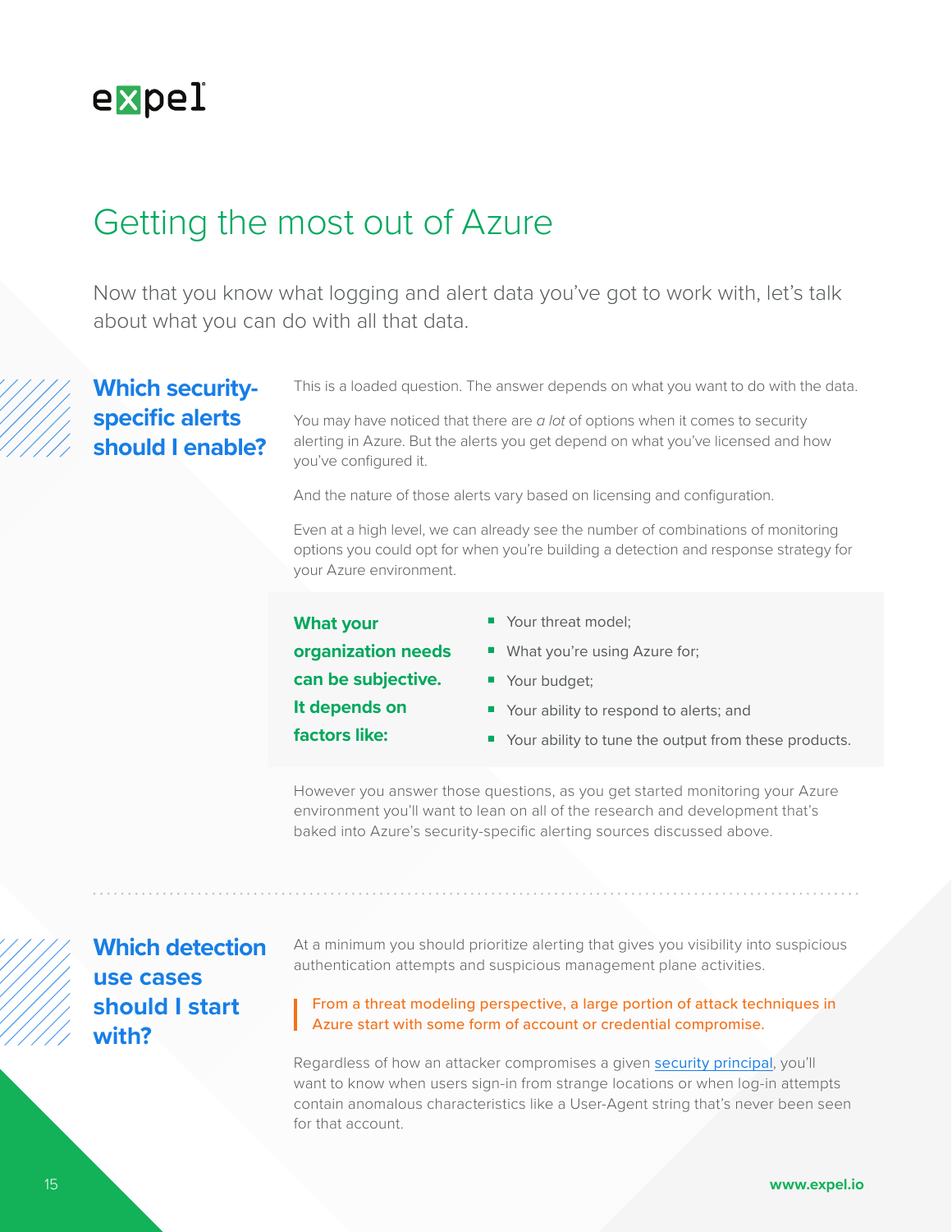# Getting the most out of Azure

Now that you know what logging and alert data you've got to work with, let's talk about what you can do with all that data.

## Which security-specific alerts should I enable?

This is a loaded question. The answer depends on what you want to do with the data.

You may have noticed that there are *a lot* of options when it comes to security alerting in Azure. But the alerts you get depend on what you've licensed and how you've configured it.

And the nature of those alerts vary based on licensing and configuration.

Even at a high level, we can already see the number of combinations of monitoring options you could opt for when you're building a detection and response strategy for your Azure environment.

**What your organization needs can be subjective. It depends on factors like:**

- Your threat model;
- What you're using Azure for;
- Your budget;
- Your ability to respond to alerts; and
- Your ability to tune the output from these products.

However you answer those questions, as you get started monitoring your Azure environment you'll want to lean on all of the research and development that's baked into Azure's security-specific alerting sources discussed above.

## Which detection use cases should I start with?

At a minimum you should prioritize alerting that gives you visibility into suspicious authentication attempts and suspicious management plane activities.

> From a threat modeling perspective, a large portion of attack techniques in Azure start with some form of account or credential compromise.

Regardless of how an attacker compromises a given security principal, you'll want to know when users sign-in from strange locations or when log-in attempts contain anomalous characteristics like a User-Agent string that's never been seen for that account.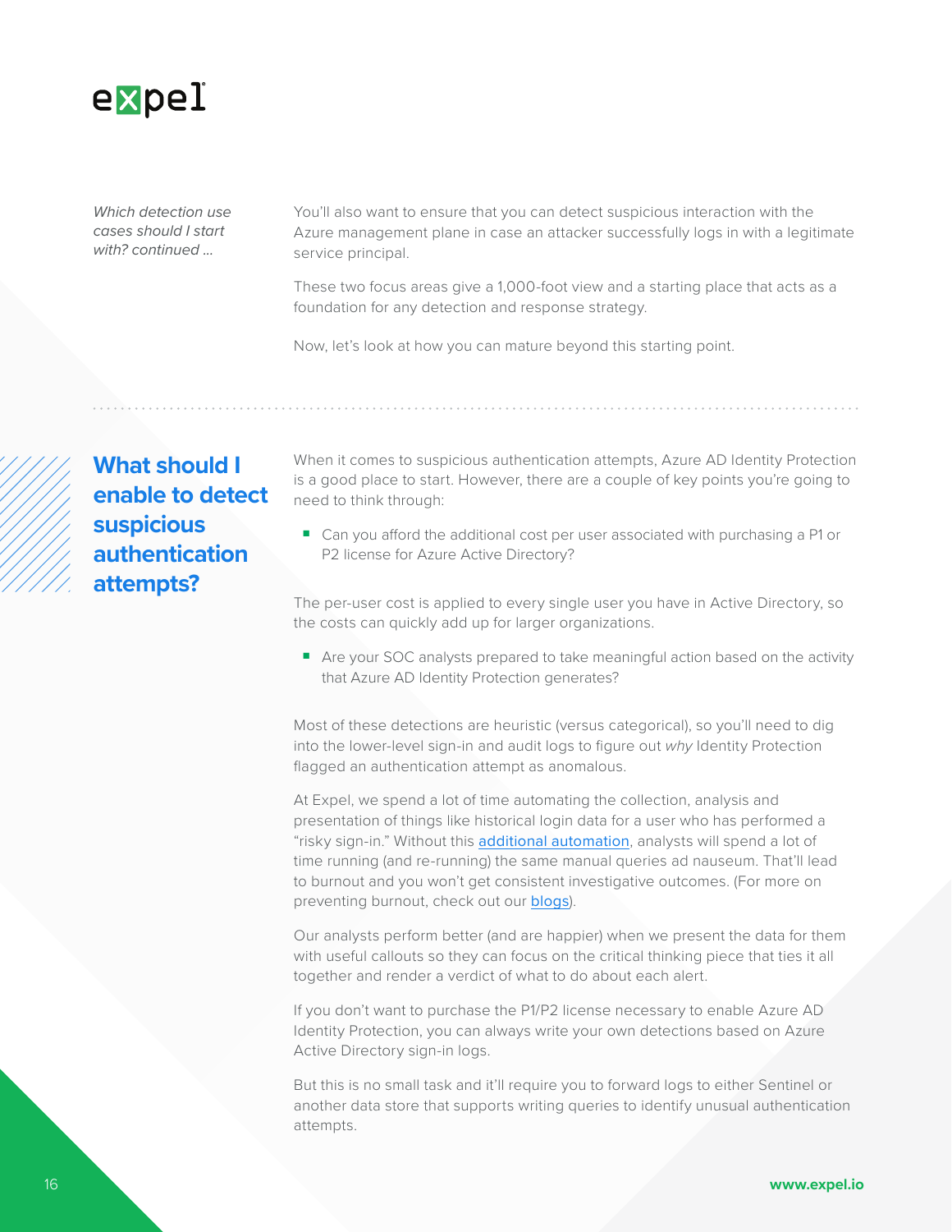*Which detection use cases should I start with? continued ...*

You'll also want to ensure that you can detect suspicious interaction with the Azure management plane in case an attacker successfully logs in with a legitimate service principal.

These two focus areas give a 1,000-foot view and a starting place that acts as a foundation for any detection and response strategy.

Now, let's look at how you can mature beyond this starting point.

## What should I enable to detect suspicious authentication attempts?

When it comes to suspicious authentication attempts, Azure AD Identity Protection is a good place to start. However, there are a couple of key points you're going to need to think through:

- Can you afford the additional cost per user associated with purchasing a P1 or P2 license for Azure Active Directory?

The per-user cost is applied to every single user you have in Active Directory, so the costs can quickly add up for larger organizations.

- Are your SOC analysts prepared to take meaningful action based on the activity that Azure AD Identity Protection generates?

Most of these detections are heuristic (versus categorical), so you'll need to dig into the lower-level sign-in and audit logs to figure out *why* Identity Protection flagged an authentication attempt as anomalous.

At Expel, we spend a lot of time automating the collection, analysis and presentation of things like historical login data for a user who has performed a "risky sign-in." Without this additional automation, analysts will spend a lot of time running (and re-running) the same manual queries ad nauseum. That'll lead to burnout and you won't get consistent investigative outcomes. (For more on preventing burnout, check out our blogs).

Our analysts perform better (and are happier) when we present the data for them with useful callouts so they can focus on the critical thinking piece that ties it all together and render a verdict of what to do about each alert.

If you don't want to purchase the P1/P2 license necessary to enable Azure AD Identity Protection, you can always write your own detections based on Azure Active Directory sign-in logs.

But this is no small task and it'll require you to forward logs to either Sentinel or another data store that supports writing queries to identify unusual authentication attempts.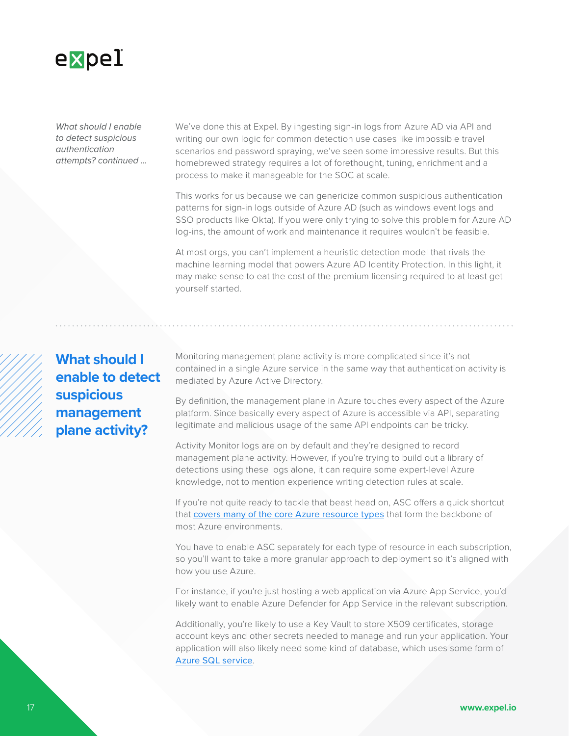*What should I enable to detect suspicious authentication attempts? continued ...*

We've done this at Expel. By ingesting sign-in logs from Azure AD via API and writing our own logic for common detection use cases like impossible travel scenarios and password spraying, we've seen some impressive results. But this homebrewed strategy requires a lot of forethought, tuning, enrichment and a process to make it manageable for the SOC at scale.

This works for us because we can genericize common suspicious authentication patterns for sign-in logs outside of Azure AD (such as windows event logs and SSO products like Okta). If you were only trying to solve this problem for Azure AD log-ins, the amount of work and maintenance it requires wouldn't be feasible.

At most orgs, you can't implement a heuristic detection model that rivals the machine learning model that powers Azure AD Identity Protection. In this light, it may make sense to eat the cost of the premium licensing required to at least get yourself started.

## What should I enable to detect suspicious management plane activity?

Monitoring management plane activity is more complicated since it's not contained in a single Azure service in the same way that authentication activity is mediated by Azure Active Directory.

By definition, the management plane in Azure touches every aspect of the Azure platform. Since basically every aspect of Azure is accessible via API, separating legitimate and malicious usage of the same API endpoints can be tricky.

Activity Monitor logs are on by default and they're designed to record management plane activity. However, if you're trying to build out a library of detections using these logs alone, it can require some expert-level Azure knowledge, not to mention experience writing detection rules at scale.

If you're not quite ready to tackle that beast head on, ASC offers a quick shortcut that covers many of the core Azure resource types that form the backbone of most Azure environments.

You have to enable ASC separately for each type of resource in each subscription, so you'll want to take a more granular approach to deployment so it's aligned with how you use Azure.

For instance, if you're just hosting a web application via Azure App Service, you'd likely want to enable Azure Defender for App Service in the relevant subscription.

Additionally, you're likely to use a Key Vault to store X509 certificates, storage account keys and other secrets needed to manage and run your application. Your application will also likely need some kind of database, which uses some form of Azure SQL service.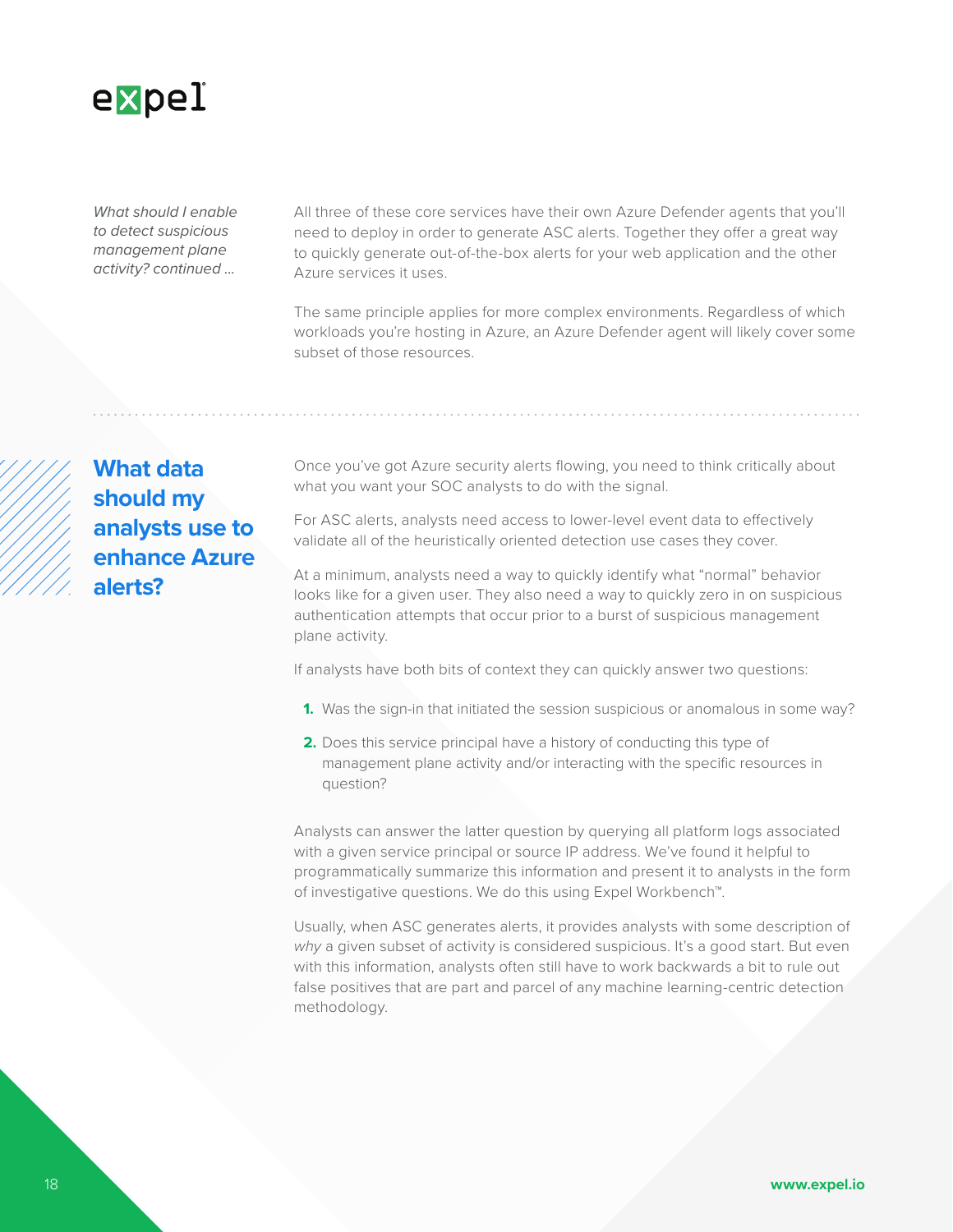*What should I enable to detect suspicious management plane activity? continued ...*

All three of these core services have their own Azure Defender agents that you'll need to deploy in order to generate ASC alerts. Together they offer a great way to quickly generate out-of-the-box alerts for your web application and the other Azure services it uses.

The same principle applies for more complex environments. Regardless of which workloads you're hosting in Azure, an Azure Defender agent will likely cover some subset of those resources.

## What data should my analysts use to enhance Azure alerts?

Once you've got Azure security alerts flowing, you need to think critically about what you want your SOC analysts to do with the signal.

For ASC alerts, analysts need access to lower-level event data to effectively validate all of the heuristically oriented detection use cases they cover.

At a minimum, analysts need a way to quickly identify what "normal" behavior looks like for a given user. They also need a way to quickly zero in on suspicious authentication attempts that occur prior to a burst of suspicious management plane activity.

If analysts have both bits of context they can quickly answer two questions:

1. Was the sign-in that initiated the session suspicious or anomalous in some way?
2. Does this service principal have a history of conducting this type of management plane activity and/or interacting with the specific resources in question?

Analysts can answer the latter question by querying all platform logs associated with a given service principal or source IP address. We've found it helpful to programmatically summarize this information and present it to analysts in the form of investigative questions. We do this using Expel Workbench™.

Usually, when ASC generates alerts, it provides analysts with some description of *why* a given subset of activity is considered suspicious. It's a good start. But even with this information, analysts often still have to work backwards a bit to rule out false positives that are part and parcel of any machine learning-centric detection methodology.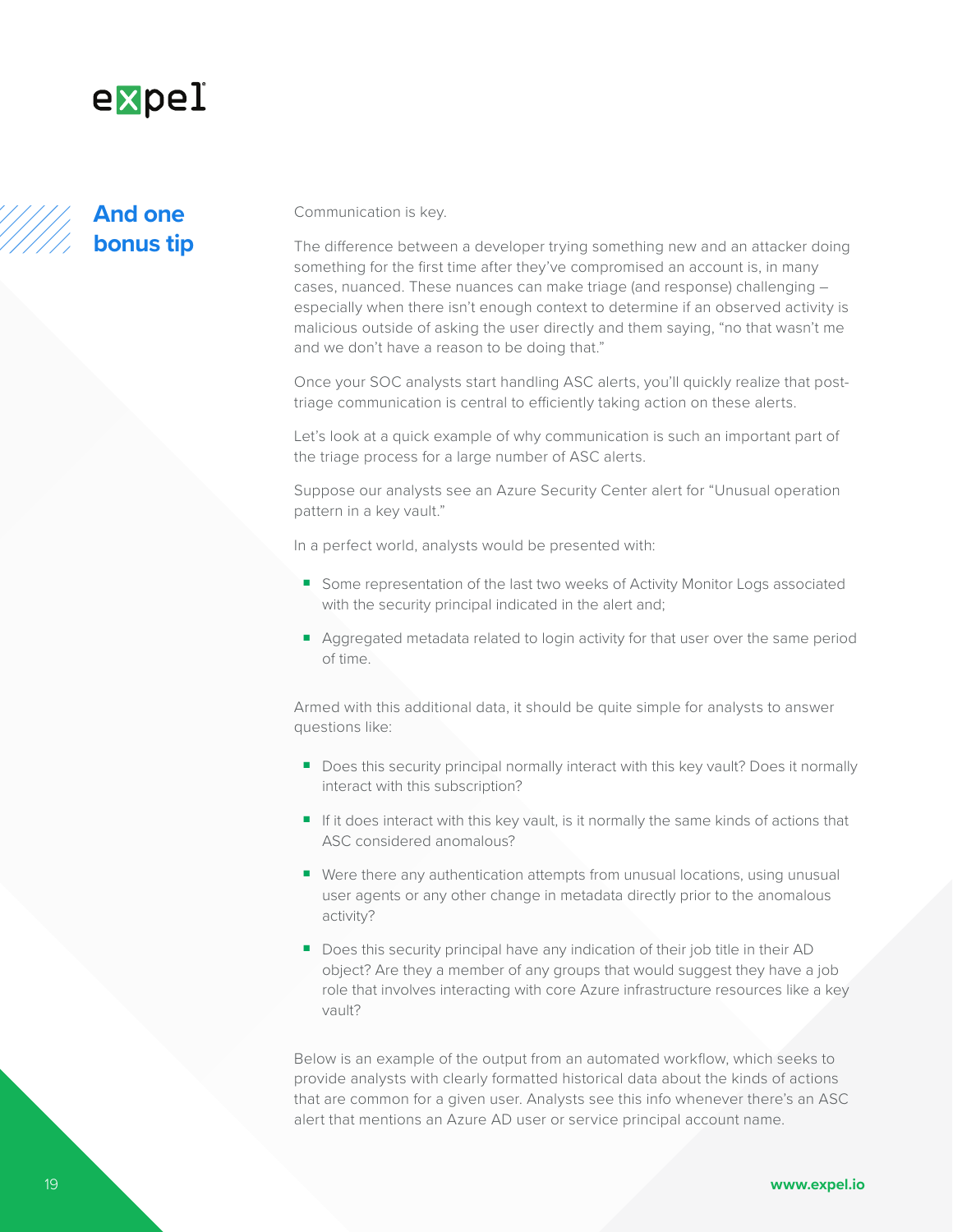## And one bonus tip

Communication is key.

The difference between a developer trying something new and an attacker doing something for the first time after they've compromised an account is, in many cases, nuanced. These nuances can make triage (and response) challenging – especially when there isn't enough context to determine if an observed activity is malicious outside of asking the user directly and them saying, "no that wasn't me and we don't have a reason to be doing that."

Once your SOC analysts start handling ASC alerts, you'll quickly realize that post-triage communication is central to efficiently taking action on these alerts.

Let's look at a quick example of why communication is such an important part of the triage process for a large number of ASC alerts.

Suppose our analysts see an Azure Security Center alert for "Unusual operation pattern in a key vault."

In a perfect world, analysts would be presented with:

- Some representation of the last two weeks of Activity Monitor Logs associated with the security principal indicated in the alert and;
- Aggregated metadata related to login activity for that user over the same period of time.

Armed with this additional data, it should be quite simple for analysts to answer questions like:

- Does this security principal normally interact with this key vault? Does it normally interact with this subscription?
- If it does interact with this key vault, is it normally the same kinds of actions that ASC considered anomalous?
- Were there any authentication attempts from unusual locations, using unusual user agents or any other change in metadata directly prior to the anomalous activity?
- Does this security principal have any indication of their job title in their AD object? Are they a member of any groups that would suggest they have a job role that involves interacting with core Azure infrastructure resources like a key vault?

Below is an example of the output from an automated workflow, which seeks to provide analysts with clearly formatted historical data about the kinds of actions that are common for a given user. Analysts see this info whenever there's an ASC alert that mentions an Azure AD user or service principal account name.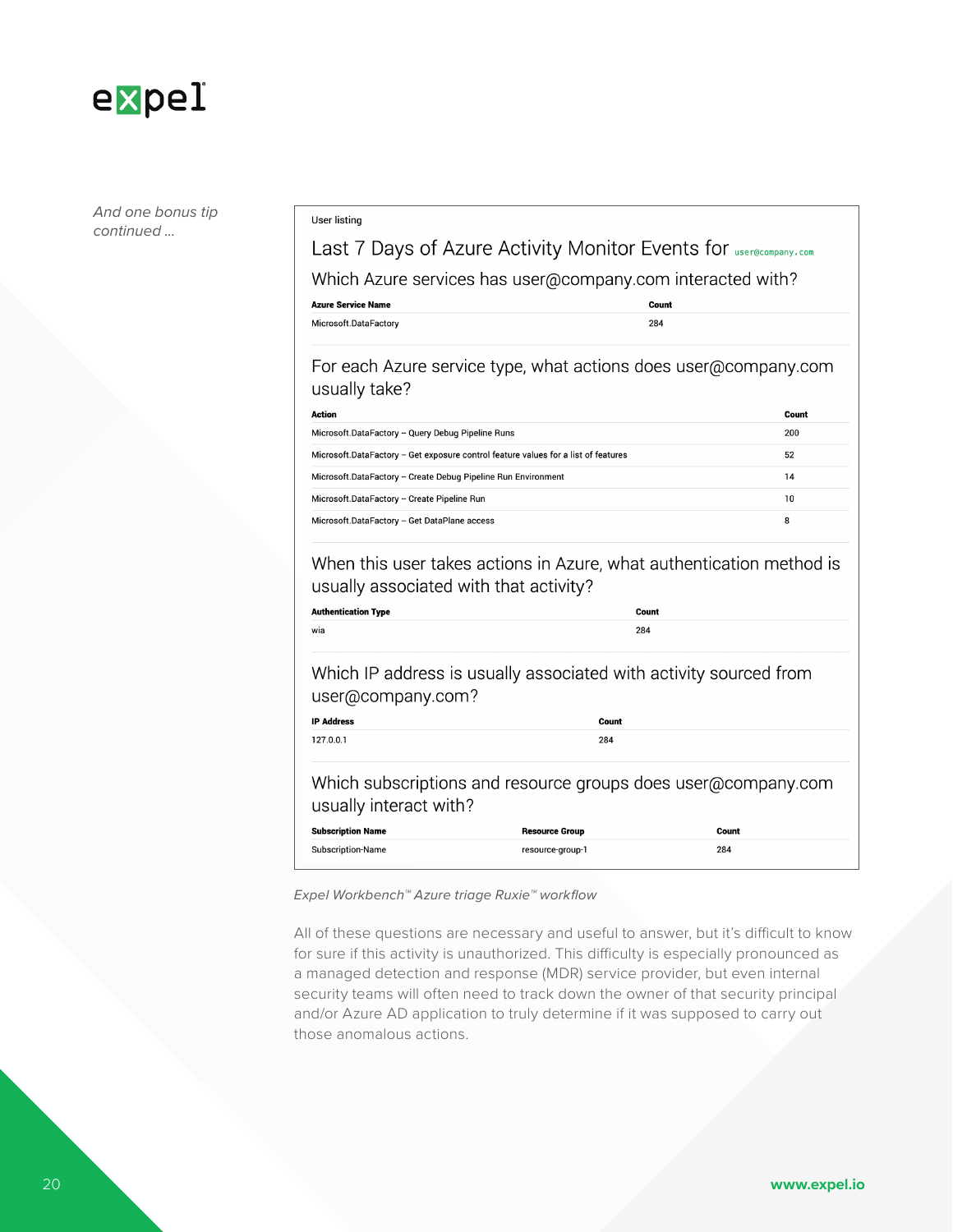*And one bonus tip continued ...*

User listing

## Last 7 Days of Azure Activity Monitor Events for `user@company.com`

### Which Azure services has user@company.com interacted with?

| Azure Service Name | Count |
| --- | --- |
| Microsoft.DataFactory | 284 |

### For each Azure service type, what actions does user@company.com usually take?

| Action | Count |
| --- | --- |
| Microsoft.DataFactory – Query Debug Pipeline Runs | 200 |
| Microsoft.DataFactory – Get exposure control feature values for a list of features | 52 |
| Microsoft.DataFactory – Create Debug Pipeline Run Environment | 14 |
| Microsoft.DataFactory – Create Pipeline Run | 10 |
| Microsoft.DataFactory – Get DataPlane access | 8 |

### When this user takes actions in Azure, what authentication method is usually associated with that activity?

| Authentication Type | Count |
| --- | --- |
| wia | 284 |

### Which IP address is usually associated with activity sourced from user@company.com?

| IP Address | Count |
| --- | --- |
| 127.0.0.1 | 284 |

### Which subscriptions and resource groups does user@company.com usually interact with?

| Subscription Name | Resource Group | Count |
| --- | --- | --- |
| Subscription-Name | resource-group-1 | 284 |

*Expel Workbench™ Azure triage Ruxie™ workflow*

All of these questions are necessary and useful to answer, but it's difficult to know for sure if this activity is unauthorized. This difficulty is especially pronounced as a managed detection and response (MDR) service provider, but even internal security teams will often need to track down the owner of that security principal and/or Azure AD application to truly determine if it was supposed to carry out those anomalous actions.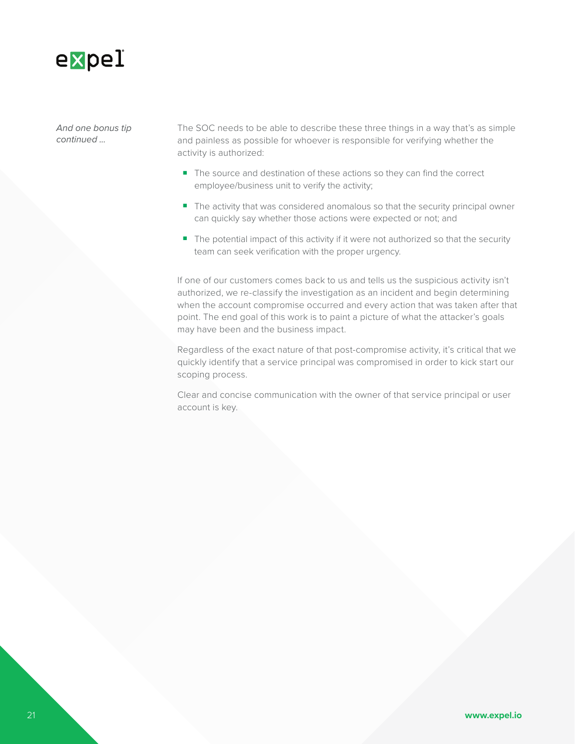*And one bonus tip continued ...*

The SOC needs to be able to describe these three things in a way that's as simple and painless as possible for whoever is responsible for verifying whether the activity is authorized:

- The source and destination of these actions so they can find the correct employee/business unit to verify the activity;
- The activity that was considered anomalous so that the security principal owner can quickly say whether those actions were expected or not; and
- The potential impact of this activity if it were not authorized so that the security team can seek verification with the proper urgency.

If one of our customers comes back to us and tells us the suspicious activity isn't authorized, we re-classify the investigation as an incident and begin determining when the account compromise occurred and every action that was taken after that point. The end goal of this work is to paint a picture of what the attacker's goals may have been and the business impact.

Regardless of the exact nature of that post-compromise activity, it's critical that we quickly identify that a service principal was compromised in order to kick start our scoping process.

Clear and concise communication with the owner of that service principal or user account is key.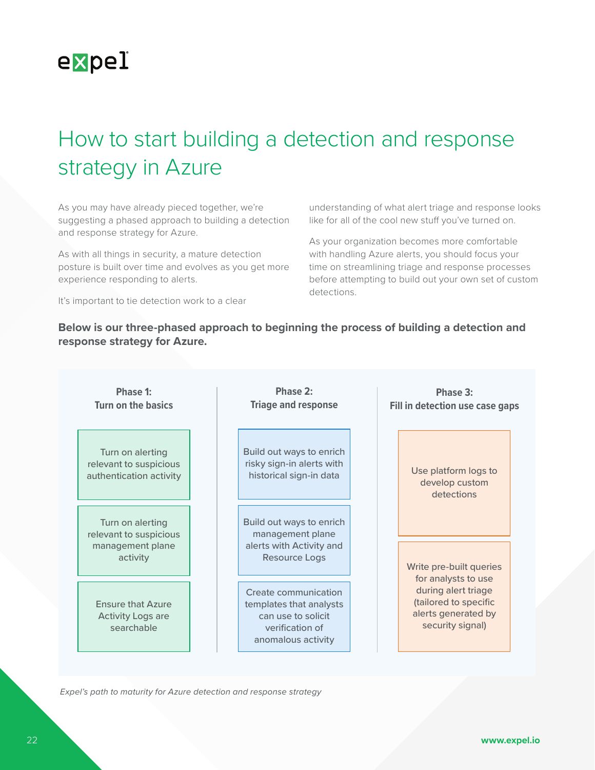# How to start building a detection and response strategy in Azure

As you may have already pieced together, we're suggesting a phased approach to building a detection and response strategy for Azure.

As with all things in security, a mature detection posture is built over time and evolves as you get more experience responding to alerts.

It's important to tie detection work to a clear understanding of what alert triage and response looks like for all of the cool new stuff you've turned on.

As your organization becomes more comfortable with handling Azure alerts, you should focus your time on streamlining triage and response processes before attempting to build out your own set of custom detections.

**Below is our three-phased approach to beginning the process of building a detection and response strategy for Azure.**

| Phase 1: Turn on the basics | Phase 2: Triage and response | Phase 3: Fill in detection use case gaps |
|---|---|---|
| Turn on alerting relevant to suspicious authentication activity | Build out ways to enrich risky sign-in alerts with historical sign-in data | Use platform logs to develop custom detections |
| Turn on alerting relevant to suspicious management plane activity | Build out ways to enrich management plane alerts with Activity and Resource Logs | Write pre-built queries for analysts to use during alert triage (tailored to specific alerts generated by security signal) |
| Ensure that Azure Activity Logs are searchable | Create communication templates that analysts can use to solicit verification of anomalous activity | |

*Expel's path to maturity for Azure detection and response strategy*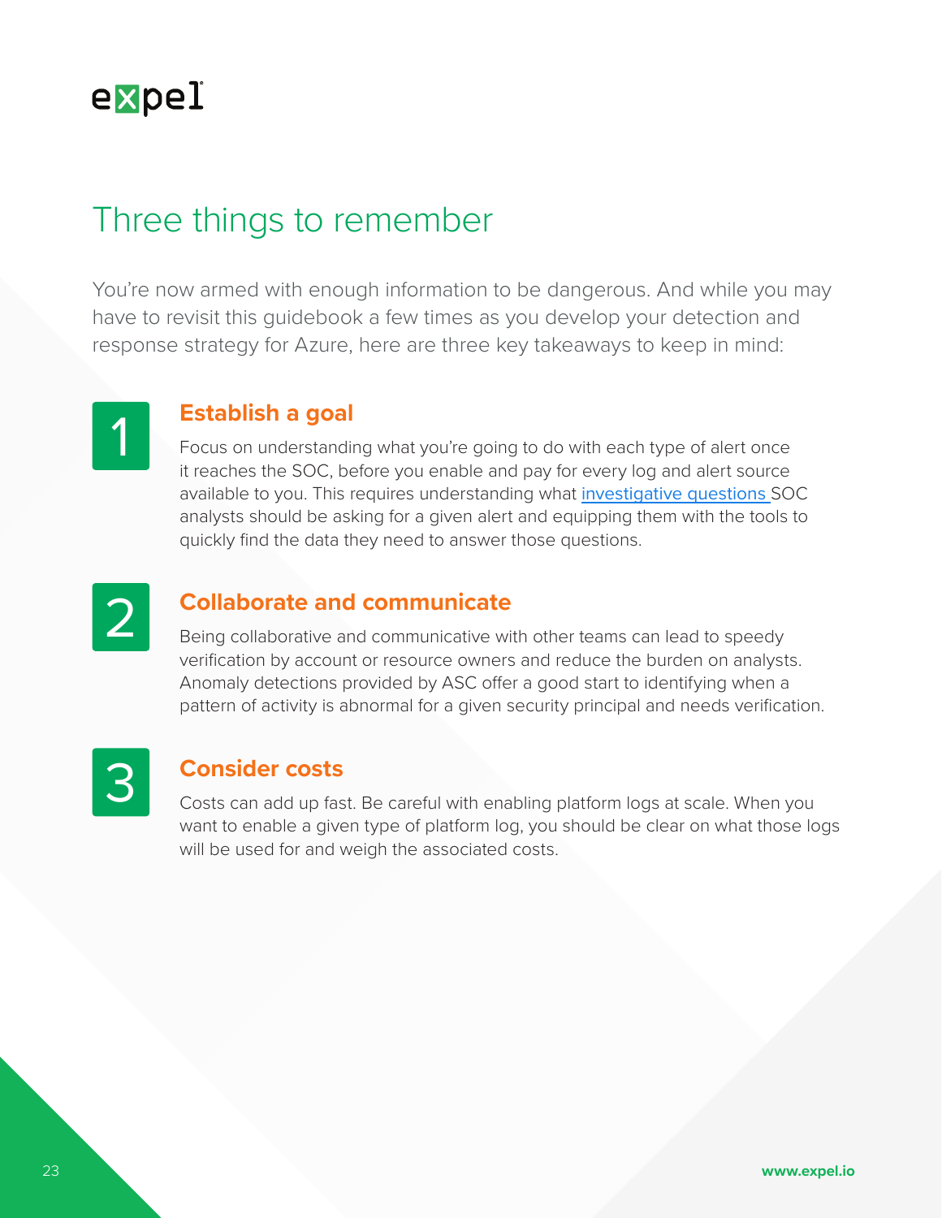# Three things to remember

You're now armed with enough information to be dangerous. And while you may have to revisit this guidebook a few times as you develop your detection and response strategy for Azure, here are three key takeaways to keep in mind:

## 1 Establish a goal

Focus on understanding what you're going to do with each type of alert once it reaches the SOC, before you enable and pay for every log and alert source available to you. This requires understanding what investigative questions SOC analysts should be asking for a given alert and equipping them with the tools to quickly find the data they need to answer those questions.

## 2 Collaborate and communicate

Being collaborative and communicative with other teams can lead to speedy verification by account or resource owners and reduce the burden on analysts. Anomaly detections provided by ASC offer a good start to identifying when a pattern of activity is abnormal for a given security principal and needs verification.

## 3 Consider costs

Costs can add up fast. Be careful with enabling platform logs at scale. When you want to enable a given type of platform log, you should be clear on what those logs will be used for and weigh the associated costs.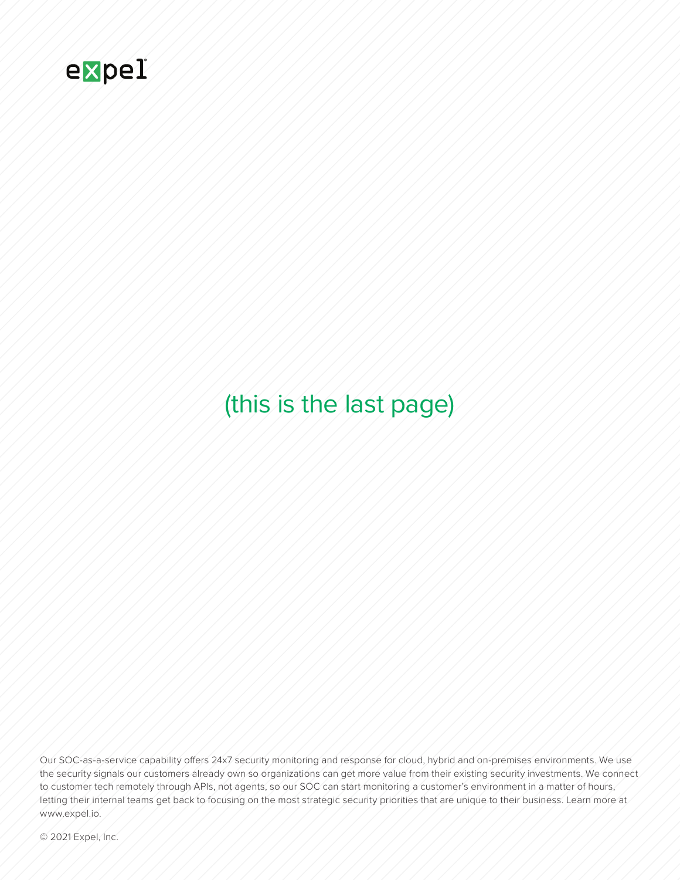expel

(this is the last page)

Our SOC-as-a-service capability offers 24x7 security monitoring and response for cloud, hybrid and on-premises environments. We use the security signals our customers already own so organizations can get more value from their existing security investments. We connect to customer tech remotely through APIs, not agents, so our SOC can start monitoring a customer's environment in a matter of hours, letting their internal teams get back to focusing on the most strategic security priorities that are unique to their business. Learn more at www.expel.io.

© 2021 Expel, Inc.